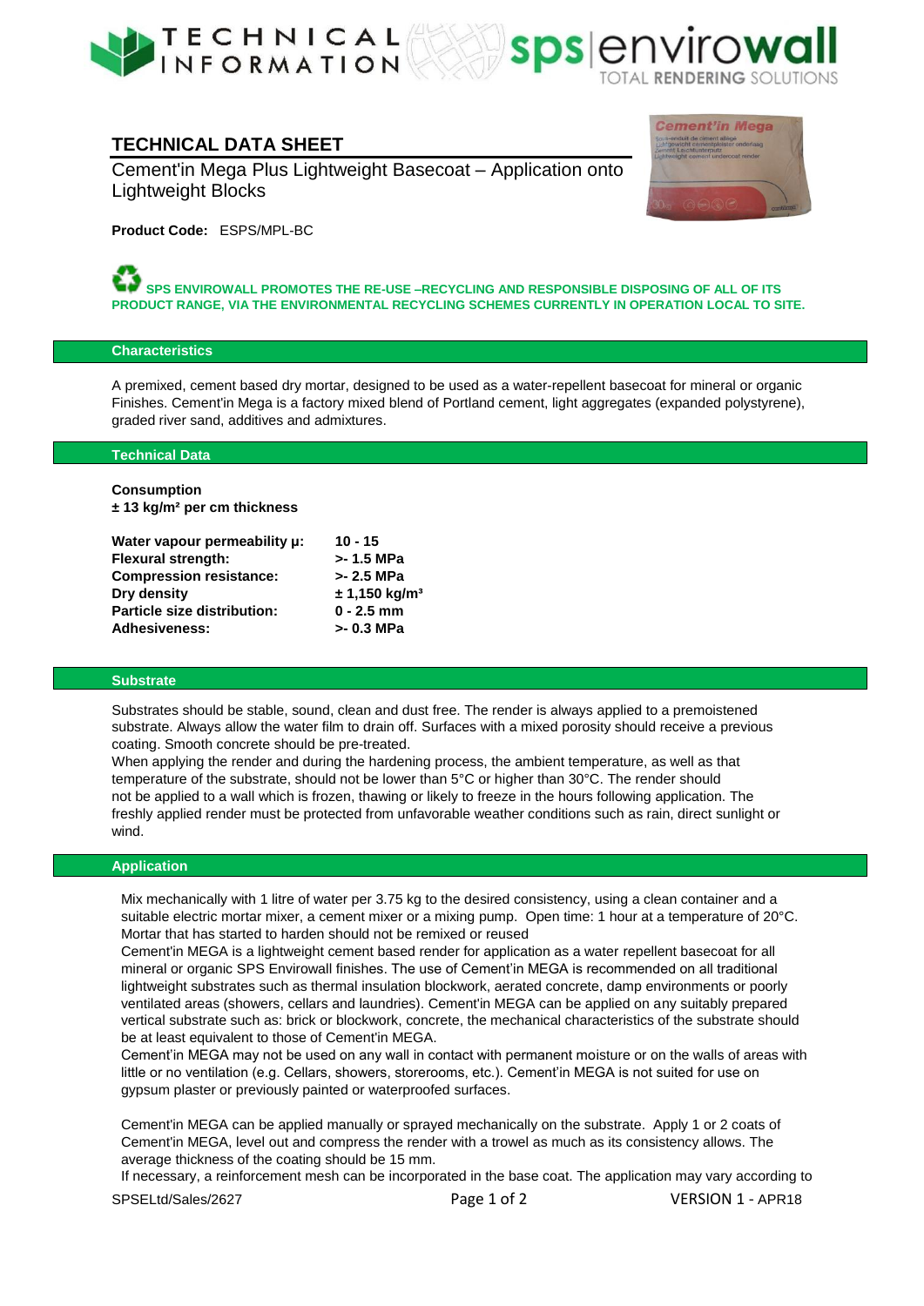## TECHNICAL DATA SHEET

Cement'in Mega Plus Lightweight Basecoat – Application onto Lightweight Blocks

**Product Code:** ESPS/MPL-BC

**SPS ENVIROWALL PROMOTES THE RE-USE –RECYCLING AND RESPONSIBLE DISPOSING OF ALL OF ITS PRODUCT RANGE, VIA THE ENVIRONMENTAL RECYCLING SCHEMES CURRENTLY IN OPERATION LOCAL TO SITE.**

### Characteristics

A premixed, cement based dry mortar, designed to be used as a water-repellent basecoat for mineral or organic Finishes. Cement'in Mega is a factory mixed blend of Portland cement, light aggregates (expanded polystyrene), graded river sand, additives and admixtures.

### Technical Data

**Consumption**
**± 13 kg/m² per cm thickness**

| | |
|---|---|
| **Water vapour permeability μ:** | **10 - 15** |
| **Flexural strength:** | **>- 1.5 MPa** |
| **Compression resistance:** | **>- 2.5 MPa** |
| **Dry density** | **± 1,150 kg/m³** |
| **Particle size distribution:** | **0 - 2.5 mm** |
| **Adhesiveness:** | **>- 0.3 MPa** |

### Substrate

Substrates should be stable, sound, clean and dust free. The render is always applied to a premoistened substrate. Always allow the water film to drain off. Surfaces with a mixed porosity should receive a previous coating. Smooth concrete should be pre-treated.
When applying the render and during the hardening process, the ambient temperature, as well as that temperature of the substrate, should not be lower than 5°C or higher than 30°C. The render should not be applied to a wall which is frozen, thawing or likely to freeze in the hours following application. The freshly applied render must be protected from unfavorable weather conditions such as rain, direct sunlight or wind.

### Application

Mix mechanically with 1 litre of water per 3.75 kg to the desired consistency, using a clean container and a suitable electric mortar mixer, a cement mixer or a mixing pump. Open time: 1 hour at a temperature of 20°C. Mortar that has started to harden should not be remixed or reused
Cement'in MEGA is a lightweight cement based render for application as a water repellent basecoat for all mineral or organic SPS Envirowall finishes. The use of Cement'in MEGA is recommended on all traditional lightweight substrates such as thermal insulation blockwork, aerated concrete, damp environments or poorly ventilated areas (showers, cellars and laundries). Cement'in MEGA can be applied on any suitably prepared vertical substrate such as: brick or blockwork, concrete, the mechanical characteristics of the substrate should be at least equivalent to those of Cement'in MEGA.
Cement'in MEGA may not be used on any wall in contact with permanent moisture or on the walls of areas with little or no ventilation (e.g. Cellars, showers, storerooms, etc.). Cement'in MEGA is not suited for use on gypsum plaster or previously painted or waterproofed surfaces.

Cement'in MEGA can be applied manually or sprayed mechanically on the substrate. Apply 1 or 2 coats of Cement'in MEGA, level out and compress the render with a trowel as much as its consistency allows. The average thickness of the coating should be 15 mm.
If necessary, a reinforcement mesh can be incorporated in the base coat. The application may vary according to

SPSELtd/Sales/2627 VERSION 1 - APR18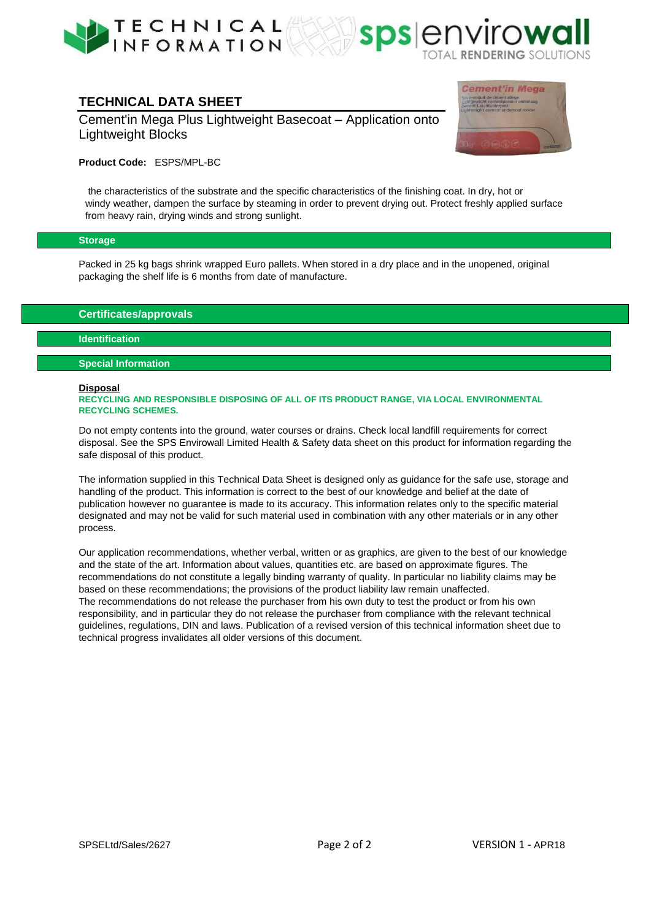## TECHNICAL DATA SHEET

Cement'in Mega Plus Lightweight Basecoat – Application onto Lightweight Blocks

**Product Code:** ESPS/MPL-BC

the characteristics of the substrate and the specific characteristics of the finishing coat. In dry, hot or windy weather, dampen the surface by steaming in order to prevent drying out. Protect freshly applied surface from heavy rain, drying winds and strong sunlight.

### Storage

Packed in 25 kg bags shrink wrapped Euro pallets. When stored in a dry place and in the unopened, original packaging the shelf life is 6 months from date of manufacture.

### Certificates/approvals

### Identification

### Special Information

**Disposal**

**RECYCLING AND RESPONSIBLE DISPOSING OF ALL OF ITS PRODUCT RANGE, VIA LOCAL ENVIRONMENTAL RECYCLING SCHEMES.**

Do not empty contents into the ground, water courses or drains. Check local landfill requirements for correct disposal. See the SPS Envirowall Limited Health & Safety data sheet on this product for information regarding the safe disposal of this product.

The information supplied in this Technical Data Sheet is designed only as guidance for the safe use, storage and handling of the product. This information is correct to the best of our knowledge and belief at the date of publication however no guarantee is made to its accuracy. This information relates only to the specific material designated and may not be valid for such material used in combination with any other materials or in any other process.

Our application recommendations, whether verbal, written or as graphics, are given to the best of our knowledge and the state of the art. Information about values, quantities etc. are based on approximate figures. The recommendations do not constitute a legally binding warranty of quality. In particular no liability claims may be based on these recommendations; the provisions of the product liability law remain unaffected.
The recommendations do not release the purchaser from his own duty to test the product or from his own responsibility, and in particular they do not release the purchaser from compliance with the relevant technical guidelines, regulations, DIN and laws. Publication of a revised version of this technical information sheet due to technical progress invalidates all older versions of this document.

SPSELtd/Sales/2627 VERSION 1 - APR18